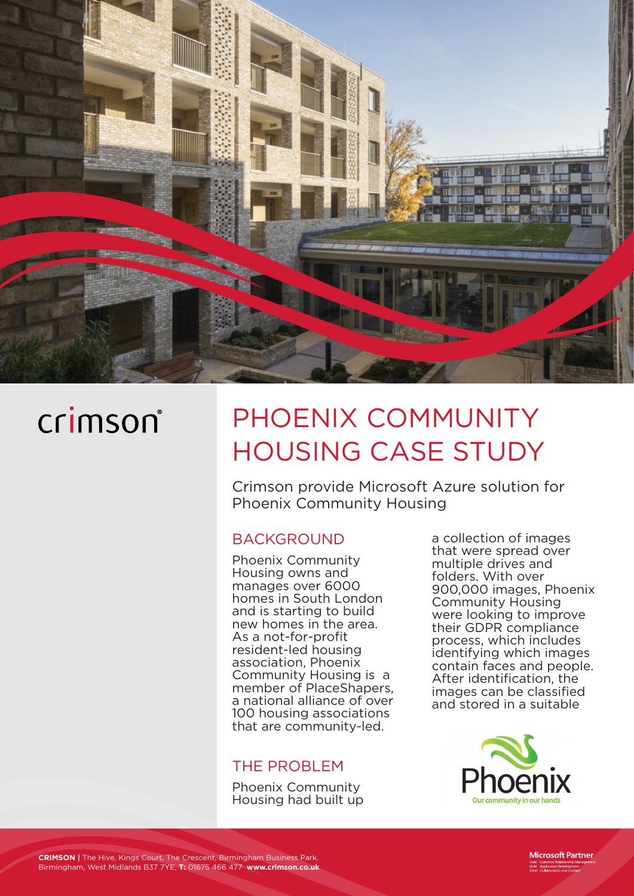crimson

# PHOENIX COMMUNITY HOUSING CASE STUDY

Crimson provide Microsoft Azure solution for Phoenix Community Housing

## BACKGROUND

Phoenix Community Housing owns and manages over 6000 homes in South London and is starting to build new homes in the area. As a not-for-profit resident-led housing association, Phoenix Community Housing is a member of PlaceShapers, a national alliance of over 100 housing associations that are community-led.

## THE PROBLEM

Phoenix Community Housing had built up a collection of images that were spread over multiple drives and folders. With over 900,000 images, Phoenix Community Housing were looking to improve their GDPR compliance process, which includes identifying which images contain faces and people. After identification, the images can be classified and stored in a suitable

Phoenix
Our community in our hands

**CRIMSON |** The Hive, Kings Court, The Crescent, Birmingham Business Park, Birmingham, West Midlands B37 7YE, **T:** 01675 466 477 **www.crimson.co.uk**

Microsoft Partner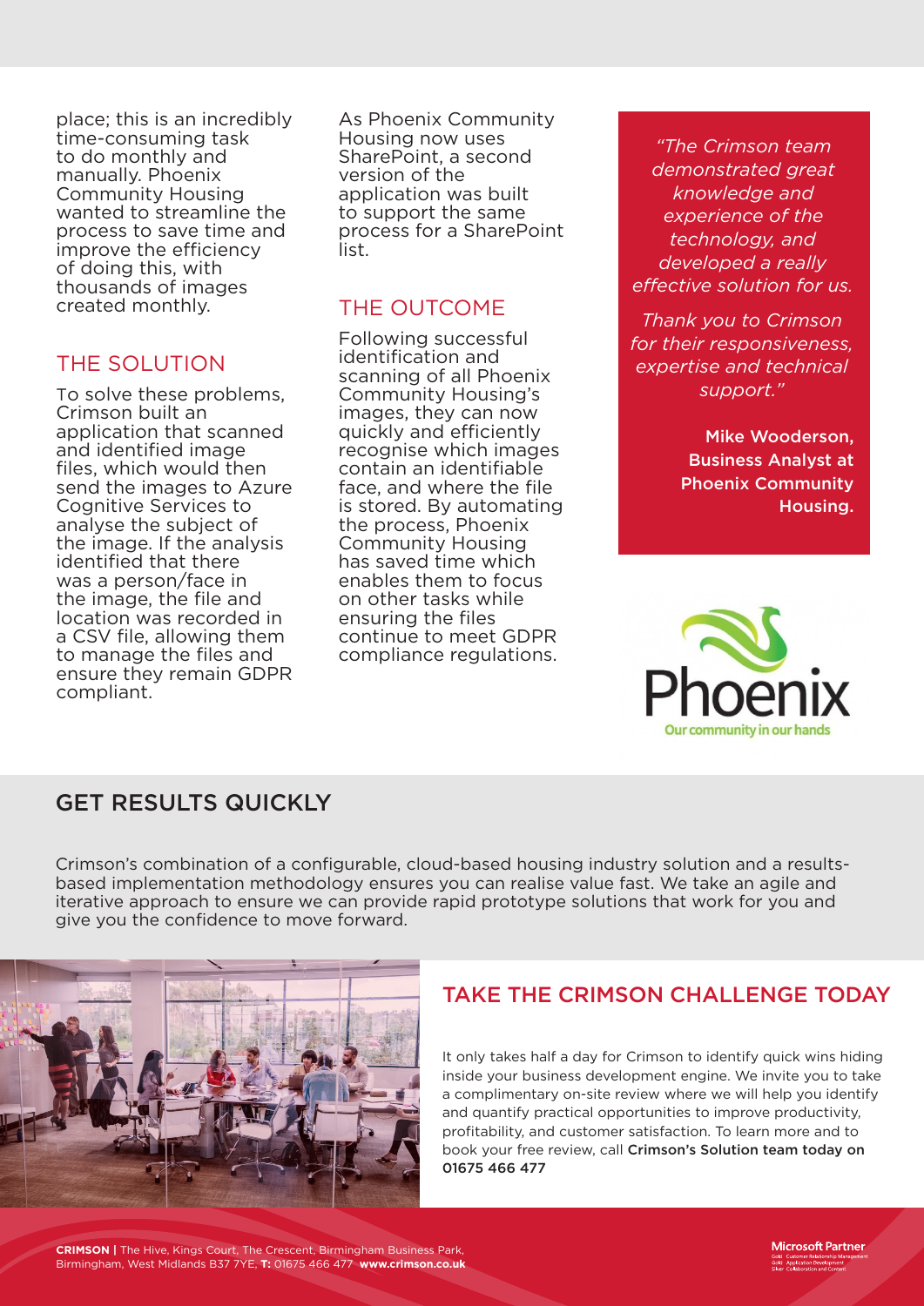place; this is an incredibly time-consuming task to do monthly and manually. Phoenix Community Housing wanted to streamline the process to save time and improve the efficiency of doing this, with thousands of images created monthly.

## THE SOLUTION

To solve these problems, Crimson built an application that scanned and identified image files, which would then send the images to Azure Cognitive Services to analyse the subject of the image. If the analysis identified that there was a person/face in the image, the file and location was recorded in a CSV file, allowing them to manage the files and ensure they remain GDPR compliant.

As Phoenix Community Housing now uses SharePoint, a second version of the application was built to support the same process for a SharePoint list.

## THE OUTCOME

Following successful identification and scanning of all Phoenix Community Housing's images, they can now quickly and efficiently recognise which images contain an identifiable face, and where the file is stored. By automating the process, Phoenix Community Housing has saved time which enables them to focus on other tasks while ensuring the files continue to meet GDPR compliance regulations.

*"The Crimson team demonstrated great knowledge and experience of the technology, and developed a really effective solution for us.*

*Thank you to Crimson for their responsiveness, expertise and technical support."*

**Mike Wooderson, Business Analyst at Phoenix Community Housing.**

Phoenix
Our community in our hands

## GET RESULTS QUICKLY

Crimson's combination of a configurable, cloud-based housing industry solution and a results-based implementation methodology ensures you can realise value fast. We take an agile and iterative approach to ensure we can provide rapid prototype solutions that work for you and give you the confidence to move forward.

## TAKE THE CRIMSON CHALLENGE TODAY

It only takes half a day for Crimson to identify quick wins hiding inside your business development engine. We invite you to take a complimentary on-site review where we will help you identify and quantify practical opportunities to improve productivity, profitability, and customer satisfaction. To learn more and to book your free review, call **Crimson's Solution team today on 01675 466 477**

**CRIMSON |** The Hive, Kings Court, The Crescent, Birmingham Business Park, Birmingham, West Midlands B37 7YE, **T:** 01675 466 477 **www.crimson.co.uk**

Microsoft Partner
Gold Customer Relationship Management
Gold Application Development
Silver Collaboration and Content